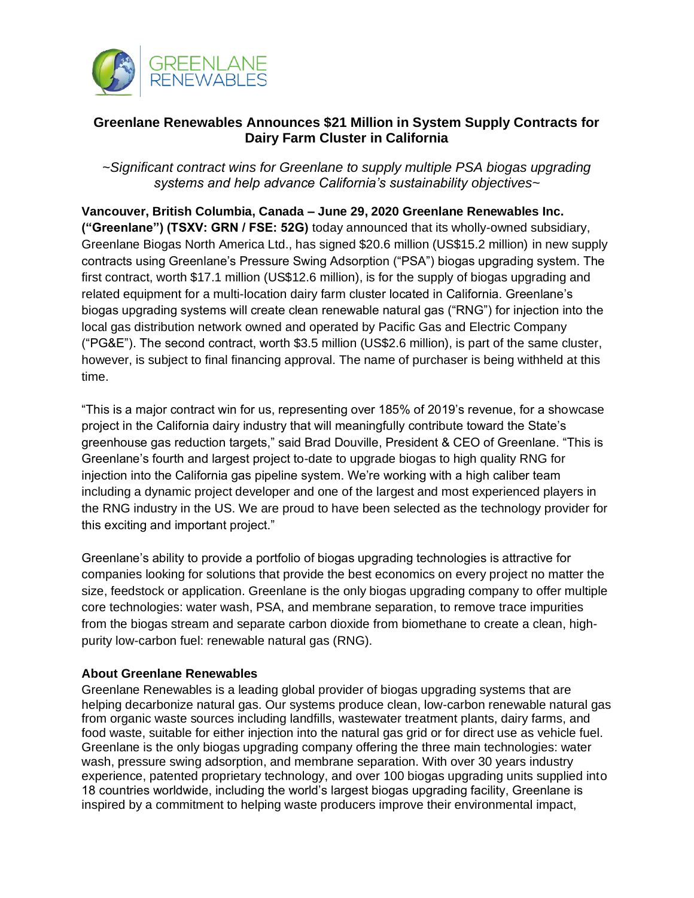# Greenlane Renewables Announces $21 Million in System Supply Contracts for Dairy Farm Cluster in California

*~Significant contract wins for Greenlane to supply multiple PSA biogas upgrading systems and help advance California's sustainability objectives~*

**Vancouver, British Columbia, Canada – June 29, 2020 Greenlane Renewables Inc. ("Greenlane") (TSXV: GRN / FSE: 52G)** today announced that its wholly-owned subsidiary, Greenlane Biogas North America Ltd., has signed $20.6 million (US$15.2 million) in new supply contracts using Greenlane's Pressure Swing Adsorption ("PSA") biogas upgrading system. The first contract, worth $17.1 million (US$12.6 million), is for the supply of biogas upgrading and related equipment for a multi-location dairy farm cluster located in California. Greenlane's biogas upgrading systems will create clean renewable natural gas ("RNG") for injection into the local gas distribution network owned and operated by Pacific Gas and Electric Company ("PG&E"). The second contract, worth $3.5 million (US$2.6 million), is part of the same cluster, however, is subject to final financing approval. The name of purchaser is being withheld at this time.

"This is a major contract win for us, representing over 185% of 2019's revenue, for a showcase project in the California dairy industry that will meaningfully contribute toward the State's greenhouse gas reduction targets," said Brad Douville, President & CEO of Greenlane. "This is Greenlane's fourth and largest project to-date to upgrade biogas to high quality RNG for injection into the California gas pipeline system. We're working with a high caliber team including a dynamic project developer and one of the largest and most experienced players in the RNG industry in the US. We are proud to have been selected as the technology provider for this exciting and important project."

Greenlane's ability to provide a portfolio of biogas upgrading technologies is attractive for companies looking for solutions that provide the best economics on every project no matter the size, feedstock or application. Greenlane is the only biogas upgrading company to offer multiple core technologies: water wash, PSA, and membrane separation, to remove trace impurities from the biogas stream and separate carbon dioxide from biomethane to create a clean, high-purity low-carbon fuel: renewable natural gas (RNG).

**About Greenlane Renewables**

Greenlane Renewables is a leading global provider of biogas upgrading systems that are helping decarbonize natural gas. Our systems produce clean, low-carbon renewable natural gas from organic waste sources including landfills, wastewater treatment plants, dairy farms, and food waste, suitable for either injection into the natural gas grid or for direct use as vehicle fuel. Greenlane is the only biogas upgrading company offering the three main technologies: water wash, pressure swing adsorption, and membrane separation. With over 30 years industry experience, patented proprietary technology, and over 100 biogas upgrading units supplied into 18 countries worldwide, including the world's largest biogas upgrading facility, Greenlane is inspired by a commitment to helping waste producers improve their environmental impact,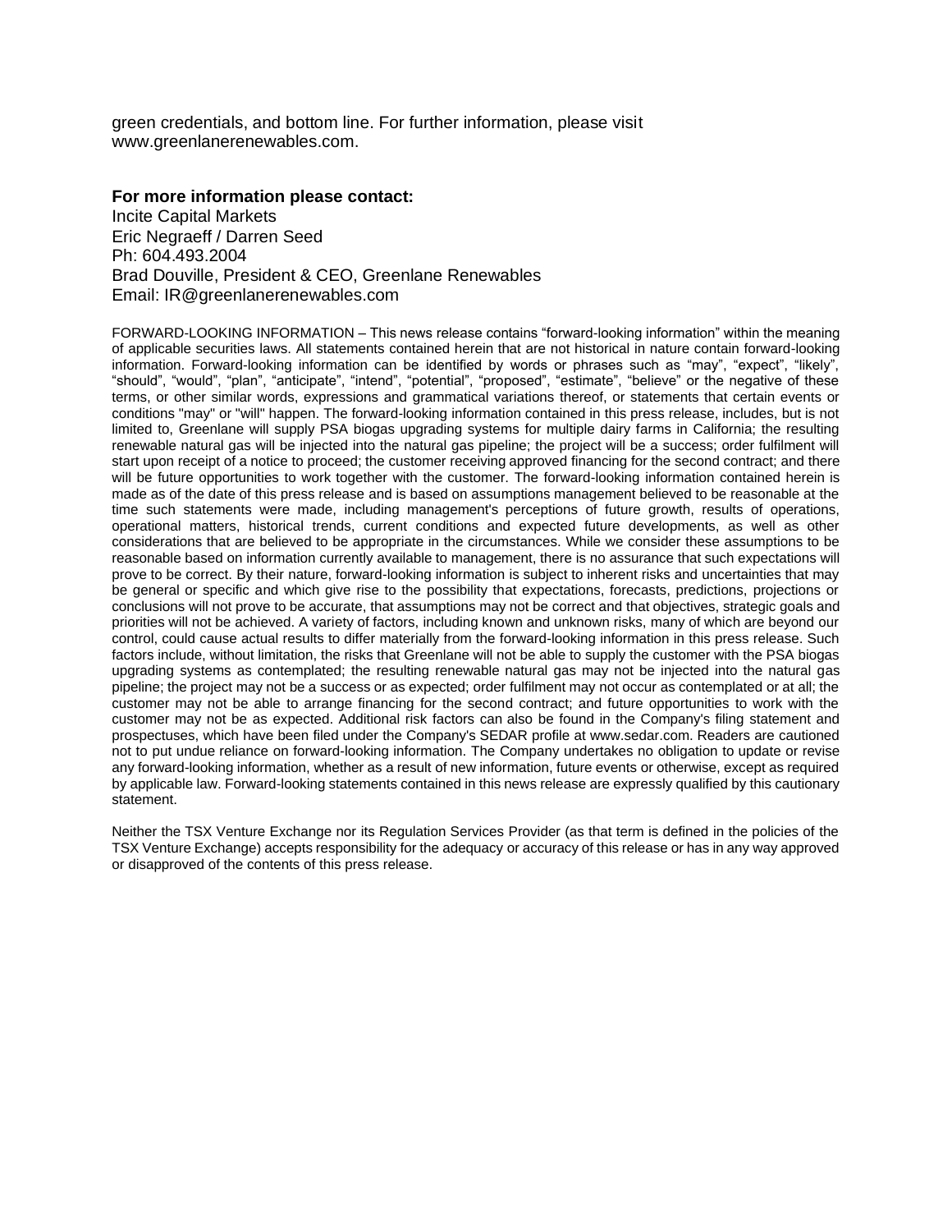green credentials, and bottom line. For further information, please visit www.greenlanerenewables.com.

**For more information please contact:**
Incite Capital Markets
Eric Negraeff / Darren Seed
Ph: 604.493.2004
Brad Douville, President & CEO, Greenlane Renewables
Email: IR@greenlanerenewables.com

FORWARD-LOOKING INFORMATION – This news release contains "forward-looking information" within the meaning of applicable securities laws. All statements contained herein that are not historical in nature contain forward-looking information. Forward-looking information can be identified by words or phrases such as "may", "expect", "likely", "should", "would", "plan", "anticipate", "intend", "potential", "proposed", "estimate", "believe" or the negative of these terms, or other similar words, expressions and grammatical variations thereof, or statements that certain events or conditions "may" or "will" happen. The forward-looking information contained in this press release, includes, but is not limited to, Greenlane will supply PSA biogas upgrading systems for multiple dairy farms in California; the resulting renewable natural gas will be injected into the natural gas pipeline; the project will be a success; order fulfilment will start upon receipt of a notice to proceed; the customer receiving approved financing for the second contract; and there will be future opportunities to work together with the customer. The forward-looking information contained herein is made as of the date of this press release and is based on assumptions management believed to be reasonable at the time such statements were made, including management's perceptions of future growth, results of operations, operational matters, historical trends, current conditions and expected future developments, as well as other considerations that are believed to be appropriate in the circumstances. While we consider these assumptions to be reasonable based on information currently available to management, there is no assurance that such expectations will prove to be correct. By their nature, forward-looking information is subject to inherent risks and uncertainties that may be general or specific and which give rise to the possibility that expectations, forecasts, predictions, projections or conclusions will not prove to be accurate, that assumptions may not be correct and that objectives, strategic goals and priorities will not be achieved. A variety of factors, including known and unknown risks, many of which are beyond our control, could cause actual results to differ materially from the forward-looking information in this press release. Such factors include, without limitation, the risks that Greenlane will not be able to supply the customer with the PSA biogas upgrading systems as contemplated; the resulting renewable natural gas may not be injected into the natural gas pipeline; the project may not be a success or as expected; order fulfilment may not occur as contemplated or at all; the customer may not be able to arrange financing for the second contract; and future opportunities to work with the customer may not be as expected. Additional risk factors can also be found in the Company's filing statement and prospectuses, which have been filed under the Company's SEDAR profile at www.sedar.com. Readers are cautioned not to put undue reliance on forward-looking information. The Company undertakes no obligation to update or revise any forward-looking information, whether as a result of new information, future events or otherwise, except as required by applicable law. Forward-looking statements contained in this news release are expressly qualified by this cautionary statement.

Neither the TSX Venture Exchange nor its Regulation Services Provider (as that term is defined in the policies of the TSX Venture Exchange) accepts responsibility for the adequacy or accuracy of this release or has in any way approved or disapproved of the contents of this press release.